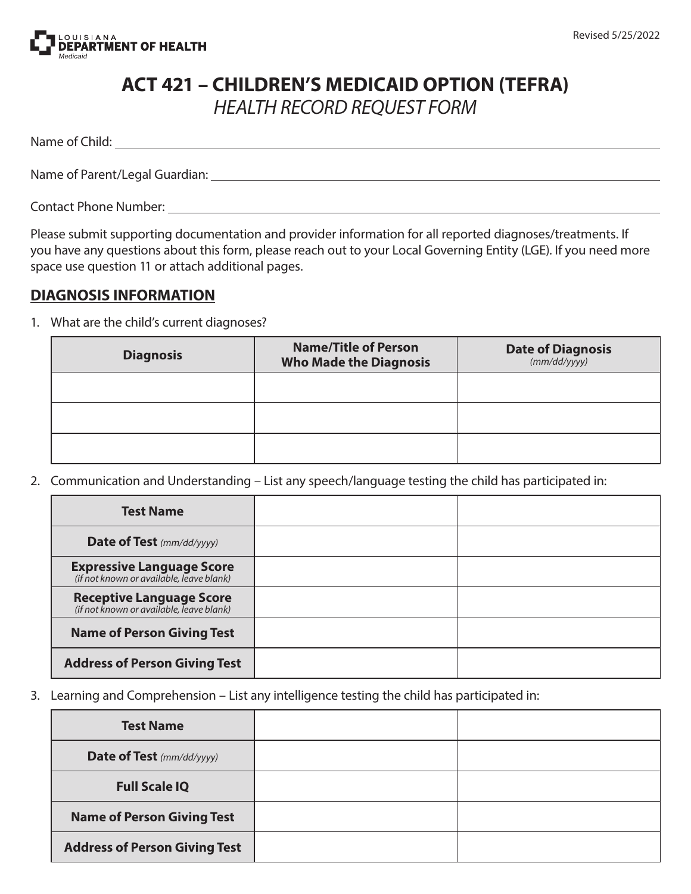LOUISIANA DEPARTMENT OF HEALTH
*Medicaid*

Revised 5/25/2022

# ACT 421 – CHILDREN'S MEDICAID OPTION (TEFRA)

## *HEALTH RECORD REQUEST FORM*

Name of Child: ______________________________

Name of Parent/Legal Guardian: ______________________________

Contact Phone Number: ______________________________

Please submit supporting documentation and provider information for all reported diagnoses/treatments. If you have any questions about this form, please reach out to your Local Governing Entity (LGE). If you need more space use question 11 or attach additional pages.

## DIAGNOSIS INFORMATION

1. What are the child's current diagnoses?

| Diagnosis | Name/Title of Person Who Made the Diagnosis | Date of Diagnosis *(mm/dd/yyyy)* |
|---|---|---|
| | | |
| | | |
| | | |

2. Communication and Understanding – List any speech/language testing the child has participated in:

| | | |
|---|---|---|
| **Test Name** | | |
| **Date of Test** *(mm/dd/yyyy)* | | |
| **Expressive Language Score** *(if not known or available, leave blank)* | | |
| **Receptive Language Score** *(if not known or available, leave blank)* | | |
| **Name of Person Giving Test** | | |
| **Address of Person Giving Test** | | |

3. Learning and Comprehension – List any intelligence testing the child has participated in:

| | | |
|---|---|---|
| **Test Name** | | |
| **Date of Test** *(mm/dd/yyyy)* | | |
| **Full Scale IQ** | | |
| **Name of Person Giving Test** | | |
| **Address of Person Giving Test** | | |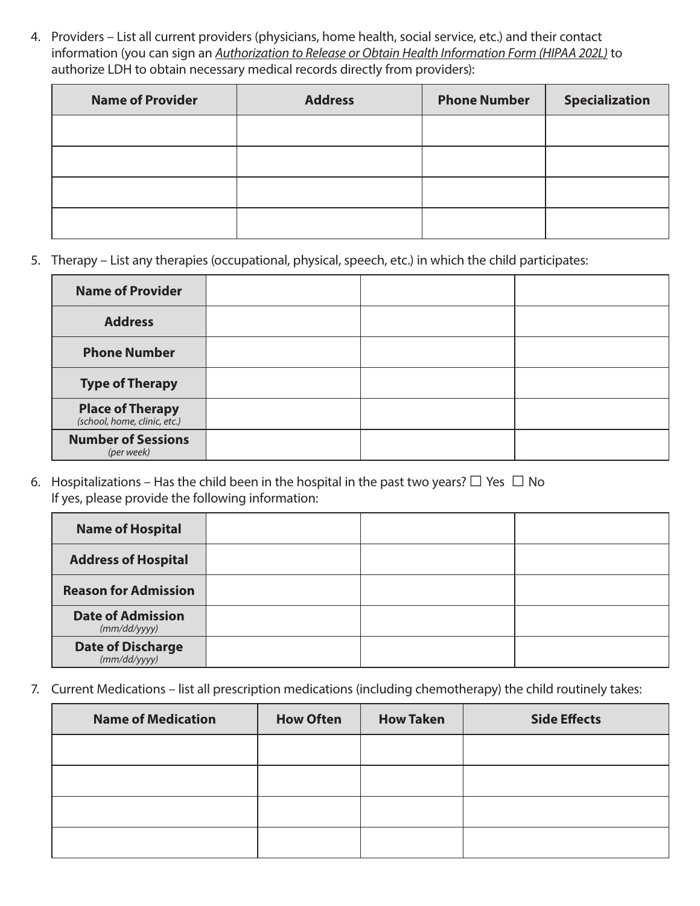4. Providers – List all current providers (physicians, home health, social service, etc.) and their contact information (you can sign an *Authorization to Release or Obtain Health Information Form (HIPAA 202L)* to authorize LDH to obtain necessary medical records directly from providers):

| Name of Provider | Address | Phone Number | Specialization |
|---|---|---|---|
| | | | |
| | | | |
| | | | |
| | | | |

5. Therapy – List any therapies (occupational, physical, speech, etc.) in which the child participates:

| | | | |
|---|---|---|---|
| **Name of Provider** | | | |
| **Address** | | | |
| **Phone Number** | | | |
| **Type of Therapy** | | | |
| **Place of Therapy** *(school, home, clinic, etc.)* | | | |
| **Number of Sessions** *(per week)* | | | |

6. Hospitalizations – Has the child been in the hospital in the past two years? ☐ Yes ☐ No
   If yes, please provide the following information:

| | | | |
|---|---|---|---|
| **Name of Hospital** | | | |
| **Address of Hospital** | | | |
| **Reason for Admission** | | | |
| **Date of Admission** *(mm/dd/yyyy)* | | | |
| **Date of Discharge** *(mm/dd/yyyy)* | | | |

7. Current Medications – list all prescription medications (including chemotherapy) the child routinely takes:

| Name of Medication | How Often | How Taken | Side Effects |
|---|---|---|---|
| | | | |
| | | | |
| | | | |
| | | | |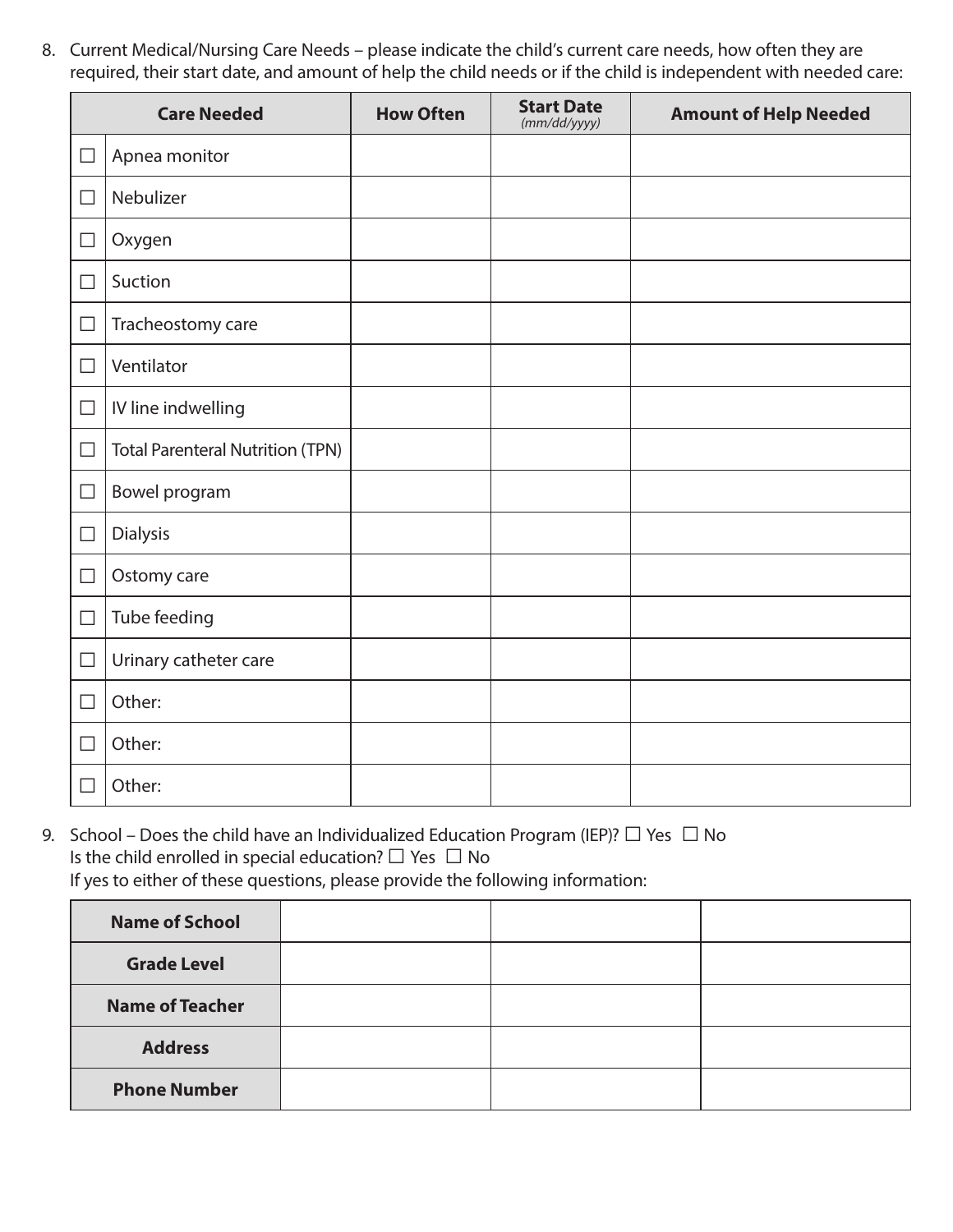8. Current Medical/Nursing Care Needs – please indicate the child's current care needs, how often they are required, their start date, and amount of help the child needs or if the child is independent with needed care:

| Care Needed | | How Often | Start Date *(mm/dd/yyyy)* | Amount of Help Needed |
|---|---|---|---|---|
| ☐ | Apnea monitor | | | |
| ☐ | Nebulizer | | | |
| ☐ | Oxygen | | | |
| ☐ | Suction | | | |
| ☐ | Tracheostomy care | | | |
| ☐ | Ventilator | | | |
| ☐ | IV line indwelling | | | |
| ☐ | Total Parenteral Nutrition (TPN) | | | |
| ☐ | Bowel program | | | |
| ☐ | Dialysis | | | |
| ☐ | Ostomy care | | | |
| ☐ | Tube feeding | | | |
| ☐ | Urinary catheter care | | | |
| ☐ | Other: | | | |
| ☐ | Other: | | | |
| ☐ | Other: | | | |

9. School – Does the child have an Individualized Education Program (IEP)? ☐ Yes ☐ No
   Is the child enrolled in special education? ☐ Yes ☐ No
   If yes to either of these questions, please provide the following information:

| | | | |
|---|---|---|---|
| **Name of School** | | | |
| **Grade Level** | | | |
| **Name of Teacher** | | | |
| **Address** | | | |
| **Phone Number** | | | |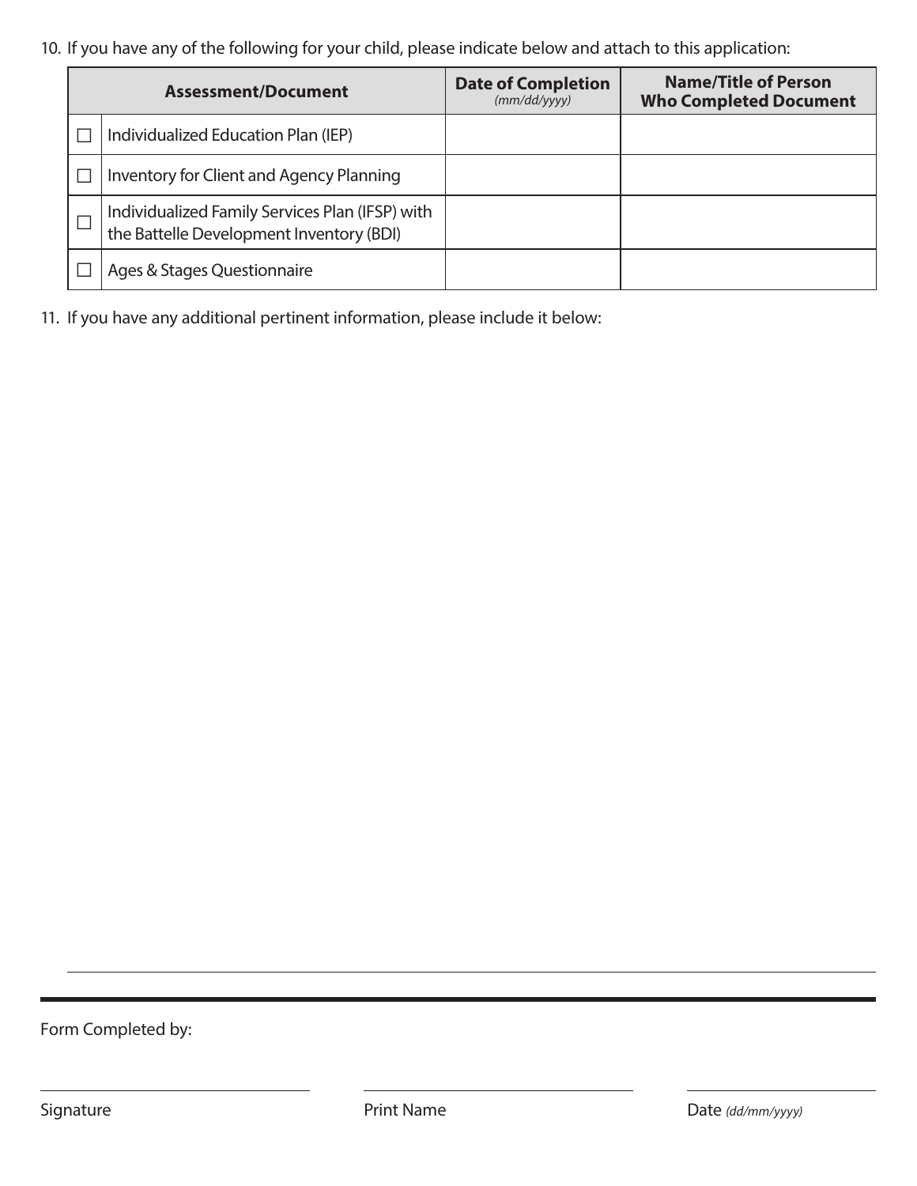10. If you have any of the following for your child, please indicate below and attach to this application:

| | Assessment/Document | Date of Completion *(mm/dd/yyyy)* | Name/Title of Person Who Completed Document |
|---|---|---|---|
| ☐ | Individualized Education Plan (IEP) | | |
| ☐ | Inventory for Client and Agency Planning | | |
| ☐ | Individualized Family Services Plan (IFSP) with the Battelle Development Inventory (BDI) | | |
| ☐ | Ages & Stages Questionnaire | | |

11. If you have any additional pertinent information, please include it below:

---

Form Completed by:

Signature

Print Name

Date *(dd/mm/yyyy)*